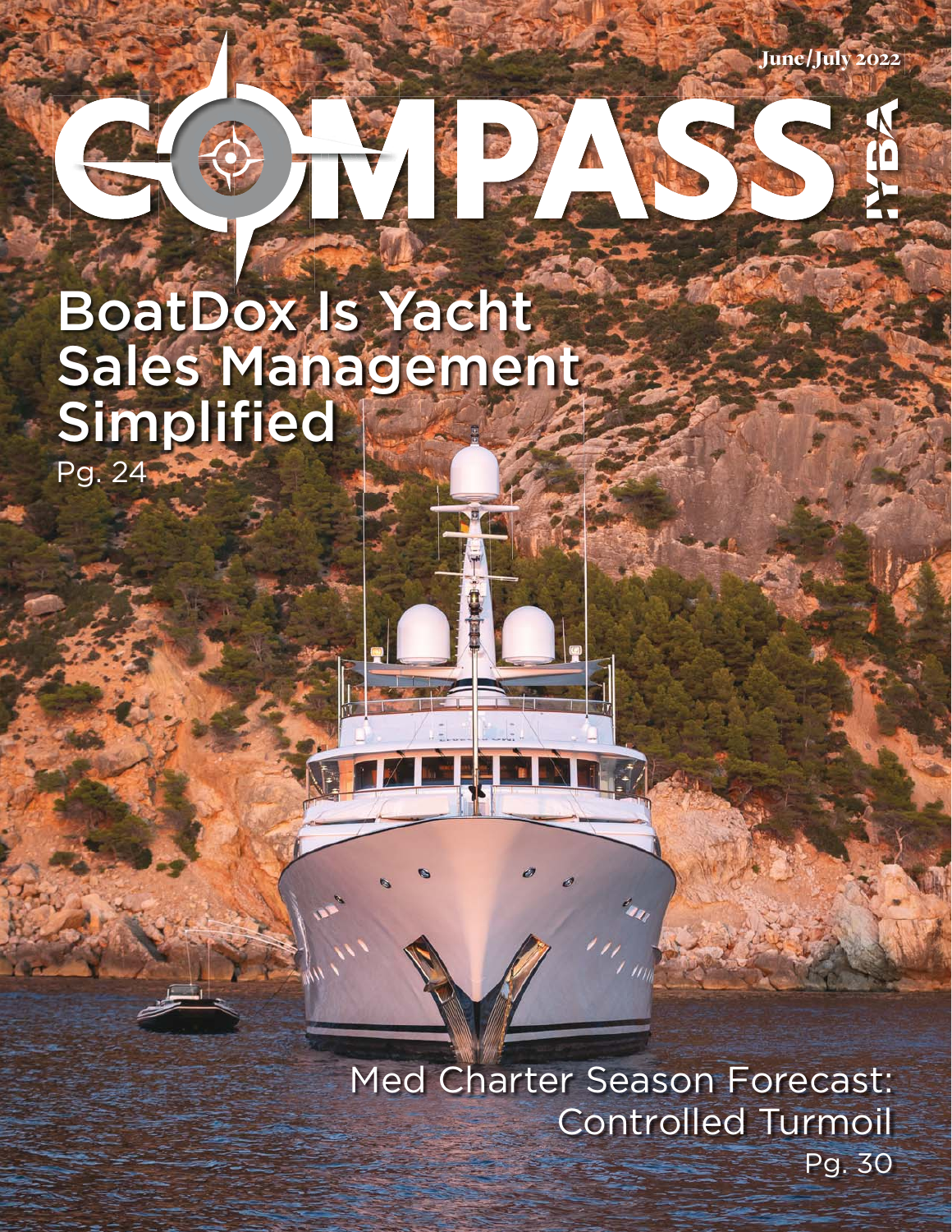June/July 2022

# COMPASS

IYBA

## BoatDox Is Yacht Sales Management Simplified

Pg. 24

## Med Charter Season Forecast: Controlled Turmoil

Pg. 30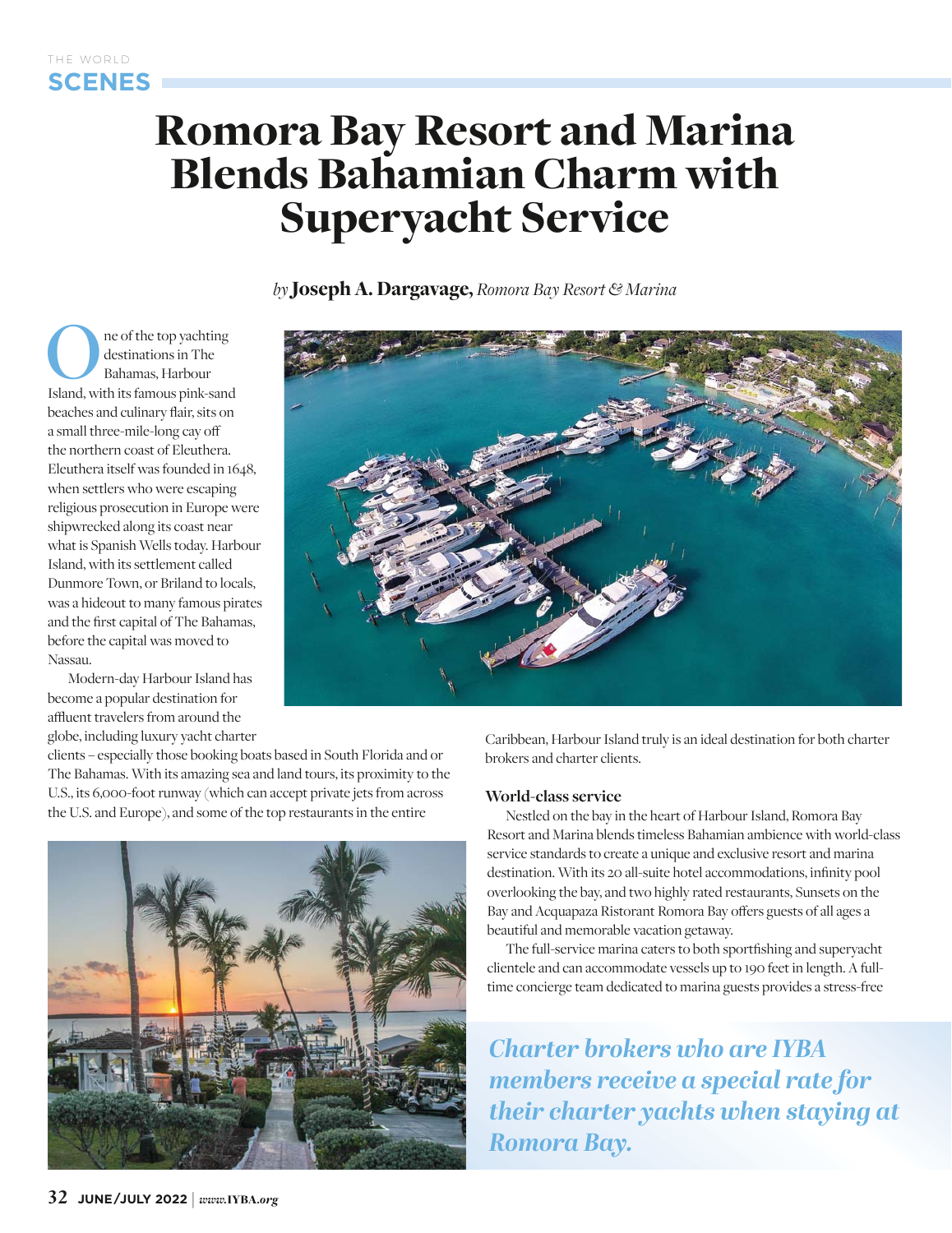THE WORLD

# SCENES

# Romora Bay Resort and Marina Blends Bahamian Charm with Superyacht Service

*by* **Joseph A. Dargavage,** *Romora Bay Resort & Marina*

One of the top yachting destinations in The Bahamas, Harbour Island, with its famous pink-sand beaches and culinary flair, sits on a small three-mile-long cay off the northern coast of Eleuthera. Eleuthera itself was founded in 1648, when settlers who were escaping religious prosecution in Europe were shipwrecked along its coast near what is Spanish Wells today. Harbour Island, with its settlement called Dunmore Town, or Briland to locals, was a hideout to many famous pirates and the first capital of The Bahamas, before the capital was moved to Nassau.

Modern-day Harbour Island has become a popular destination for affluent travelers from around the globe, including luxury yacht charter clients – especially those booking boats based in South Florida and or The Bahamas. With its amazing sea and land tours, its proximity to the U.S., its 6,000-foot runway (which can accept private jets from across the U.S. and Europe), and some of the top restaurants in the entire Caribbean, Harbour Island truly is an ideal destination for both charter brokers and charter clients.

### World-class service

Nestled on the bay in the heart of Harbour Island, Romora Bay Resort and Marina blends timeless Bahamian ambience with world-class service standards to create a unique and exclusive resort and marina destination. With its 20 all-suite hotel accommodations, infinity pool overlooking the bay, and two highly rated restaurants, Sunsets on the Bay and Acquapaza Ristorant Romora Bay offers guests of all ages a beautiful and memorable vacation getaway.

The full-service marina caters to both sportfishing and superyacht clientele and can accommodate vessels up to 190 feet in length. A full-time concierge team dedicated to marina guests provides a stress-free

*Charter brokers who are IYBA members receive a special rate for their charter yachts when staying at Romora Bay.*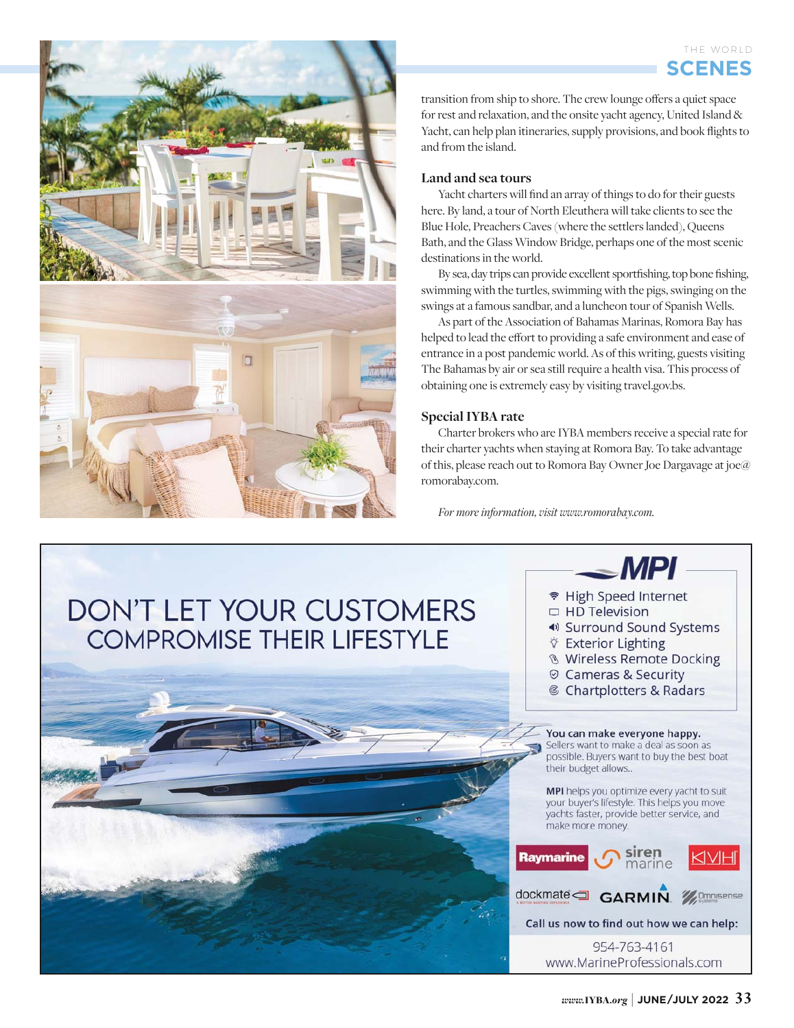transition from ship to shore. The crew lounge offers a quiet space for rest and relaxation, and the onsite yacht agency, United Island & Yacht, can help plan itineraries, supply provisions, and book flights to and from the island.

### Land and sea tours

Yacht charters will find an array of things to do for their guests here. By land, a tour of North Eleuthera will take clients to see the Blue Hole, Preachers Caves (where the settlers landed), Queens Bath, and the Glass Window Bridge, perhaps one of the most scenic destinations in the world.

By sea, day trips can provide excellent sportfishing, top bone fishing, swimming with the turtles, swimming with the pigs, swinging on the swings at a famous sandbar, and a luncheon tour of Spanish Wells.

As part of the Association of Bahamas Marinas, Romora Bay has helped to lead the effort to providing a safe environment and ease of entrance in a post pandemic world. As of this writing, guests visiting The Bahamas by air or sea still require a health visa. This process of obtaining one is extremely easy by visiting travel.gov.bs.

### Special IYBA rate

Charter brokers who are IYBA members receive a special rate for their charter yachts when staying at Romora Bay. To take advantage of this, please reach out to Romora Bay Owner Joe Dargavage at joe@romorabay.com.

*For more information, visit www.romorabay.com.*

---

# DON'T LET YOUR CUSTOMERS COMPROMISE THEIR LIFESTYLE

**MPI**

- High Speed Internet
- HD Television
- Surround Sound Systems
- Exterior Lighting
- Wireless Remote Docking
- Cameras & Security
- Chartplotters & Radars

**You can make everyone happy.** Sellers want to make a deal as soon as possible. Buyers want to buy the best boat their budget allows..

**MPI** helps you optimize every yacht to suit your buyer's lifestyle. This helps you move yachts faster, provide better service, and make more money.

Raymarine | siren marine | KVH | dockmate | GARMIN | Omnisense systems

**Call us now to find out how we can help:**

954-763-4161
www.MarineProfessionals.com